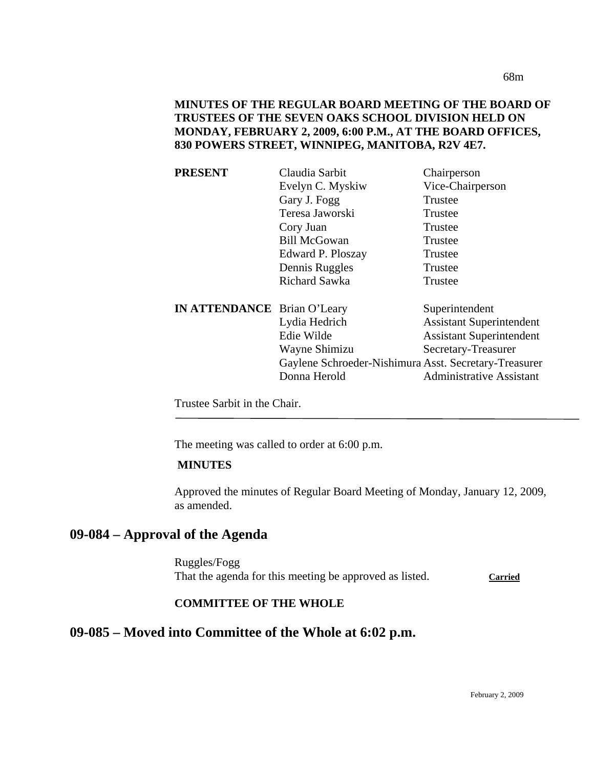**MINUTES OF THE REGULAR BOARD MEETING OF THE BOARD OF TRUSTEES OF THE SEVEN OAKS SCHOOL DIVISION HELD ON MONDAY, FEBRUARY 2, 2009, 6:00 P.M., AT THE BOARD OFFICES, 830 POWERS STREET, WINNIPEG, MANITOBA, R2V 4E7.**

| | | |
|---|---|---|
| **PRESENT** | Claudia Sarbit | Chairperson |
| | Evelyn C. Myskiw | Vice-Chairperson |
| | Gary J. Fogg | Trustee |
| | Teresa Jaworski | Trustee |
| | Cory Juan | Trustee |
| | Bill McGowan | Trustee |
| | Edward P. Ploszay | Trustee |
| | Dennis Ruggles | Trustee |
| | Richard Sawka | Trustee |
| **IN ATTENDANCE** | Brian O'Leary | Superintendent |
| | Lydia Hedrich | Assistant Superintendent |
| | Edie Wilde | Assistant Superintendent |
| | Wayne Shimizu | Secretary-Treasurer |
| | Gaylene Schroeder-Nishimura | Asst. Secretary-Treasurer |
| | Donna Herold | Administrative Assistant |

Trustee Sarbit in the Chair.

---

The meeting was called to order at 6:00 p.m.

**MINUTES**

Approved the minutes of Regular Board Meeting of Monday, January 12, 2009, as amended.

## 09-084 – Approval of the Agenda

Ruggles/Fogg
That the agenda for this meeting be approved as listed. **Carried**

**COMMITTEE OF THE WHOLE**

## 09-085 – Moved into Committee of the Whole at 6:02 p.m.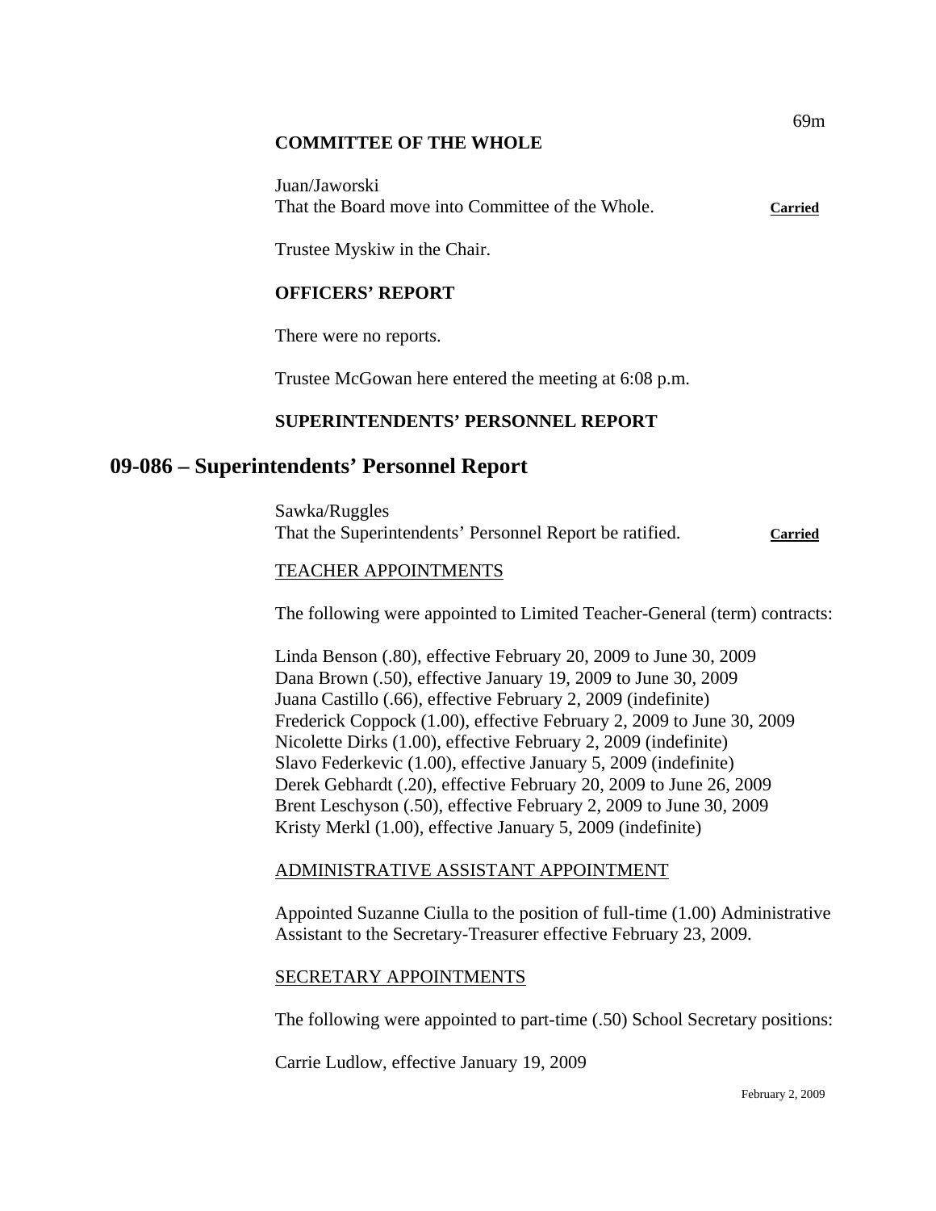**COMMITTEE OF THE WHOLE**

Juan/Jaworski
That the Board move into Committee of the Whole. **Carried**

Trustee Myskiw in the Chair.

**OFFICERS' REPORT**

There were no reports.

Trustee McGowan here entered the meeting at 6:08 p.m.

**SUPERINTENDENTS' PERSONNEL REPORT**

## 09-086 – Superintendents' Personnel Report

Sawka/Ruggles
That the Superintendents' Personnel Report be ratified. **Carried**

TEACHER APPOINTMENTS

The following were appointed to Limited Teacher-General (term) contracts:

Linda Benson (.80), effective February 20, 2009 to June 30, 2009
Dana Brown (.50), effective January 19, 2009 to June 30, 2009
Juana Castillo (.66), effective February 2, 2009 (indefinite)
Frederick Coppock (1.00), effective February 2, 2009 to June 30, 2009
Nicolette Dirks (1.00), effective February 2, 2009 (indefinite)
Slavo Federkevic (1.00), effective January 5, 2009 (indefinite)
Derek Gebhardt (.20), effective February 20, 2009 to June 26, 2009
Brent Leschyson (.50), effective February 2, 2009 to June 30, 2009
Kristy Merkl (1.00), effective January 5, 2009 (indefinite)

ADMINISTRATIVE ASSISTANT APPOINTMENT

Appointed Suzanne Ciulla to the position of full-time (1.00) Administrative Assistant to the Secretary-Treasurer effective February 23, 2009.

SECRETARY APPOINTMENTS

The following were appointed to part-time (.50) School Secretary positions:

Carrie Ludlow, effective January 19, 2009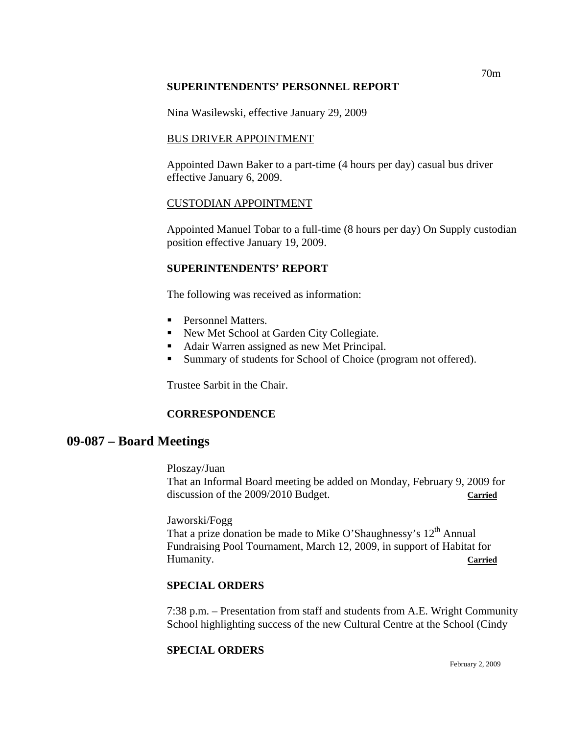**SUPERINTENDENTS' PERSONNEL REPORT**

Nina Wasilewski, effective January 29, 2009

BUS DRIVER APPOINTMENT

Appointed Dawn Baker to a part-time (4 hours per day) casual bus driver effective January 6, 2009.

CUSTODIAN APPOINTMENT

Appointed Manuel Tobar to a full-time (8 hours per day) On Supply custodian position effective January 19, 2009.

**SUPERINTENDENTS' REPORT**

The following was received as information:

- Personnel Matters.
- New Met School at Garden City Collegiate.
- Adair Warren assigned as new Met Principal.
- Summary of students for School of Choice (program not offered).

Trustee Sarbit in the Chair.

**CORRESPONDENCE**

## 09-087 – Board Meetings

Ploszay/Juan
That an Informal Board meeting be added on Monday, February 9, 2009 for discussion of the 2009/2010 Budget. **Carried**

Jaworski/Fogg
That a prize donation be made to Mike O'Shaughnessy's 12th Annual Fundraising Pool Tournament, March 12, 2009, in support of Habitat for Humanity. **Carried**

**SPECIAL ORDERS**

7:38 p.m. – Presentation from staff and students from A.E. Wright Community School highlighting success of the new Cultural Centre at the School (Cindy

**SPECIAL ORDERS**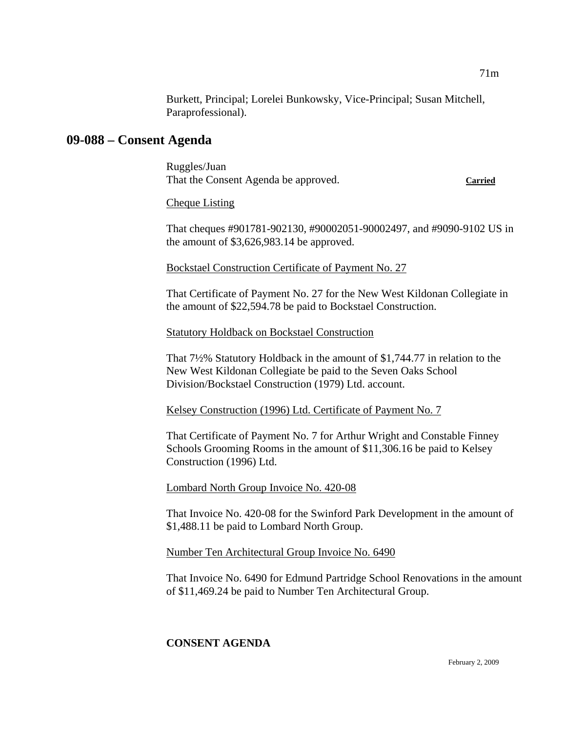Burkett, Principal; Lorelei Bunkowsky, Vice-Principal; Susan Mitchell, Paraprofessional).

## 09-088 – Consent Agenda

Ruggles/Juan
That the Consent Agenda be approved. **Carried**

Cheque Listing

That cheques #901781-902130, #90002051-90002497, and #9090-9102 US in the amount of $3,626,983.14 be approved.

Bockstael Construction Certificate of Payment No. 27

That Certificate of Payment No. 27 for the New West Kildonan Collegiate in the amount of $22,594.78 be paid to Bockstael Construction.

Statutory Holdback on Bockstael Construction

That 7½% Statutory Holdback in the amount of $1,744.77 in relation to the New West Kildonan Collegiate be paid to the Seven Oaks School Division/Bockstael Construction (1979) Ltd. account.

Kelsey Construction (1996) Ltd. Certificate of Payment No. 7

That Certificate of Payment No. 7 for Arthur Wright and Constable Finney Schools Grooming Rooms in the amount of $11,306.16 be paid to Kelsey Construction (1996) Ltd.

Lombard North Group Invoice No. 420-08

That Invoice No. 420-08 for the Swinford Park Development in the amount of $1,488.11 be paid to Lombard North Group.

Number Ten Architectural Group Invoice No. 6490

That Invoice No. 6490 for Edmund Partridge School Renovations in the amount of $11,469.24 be paid to Number Ten Architectural Group.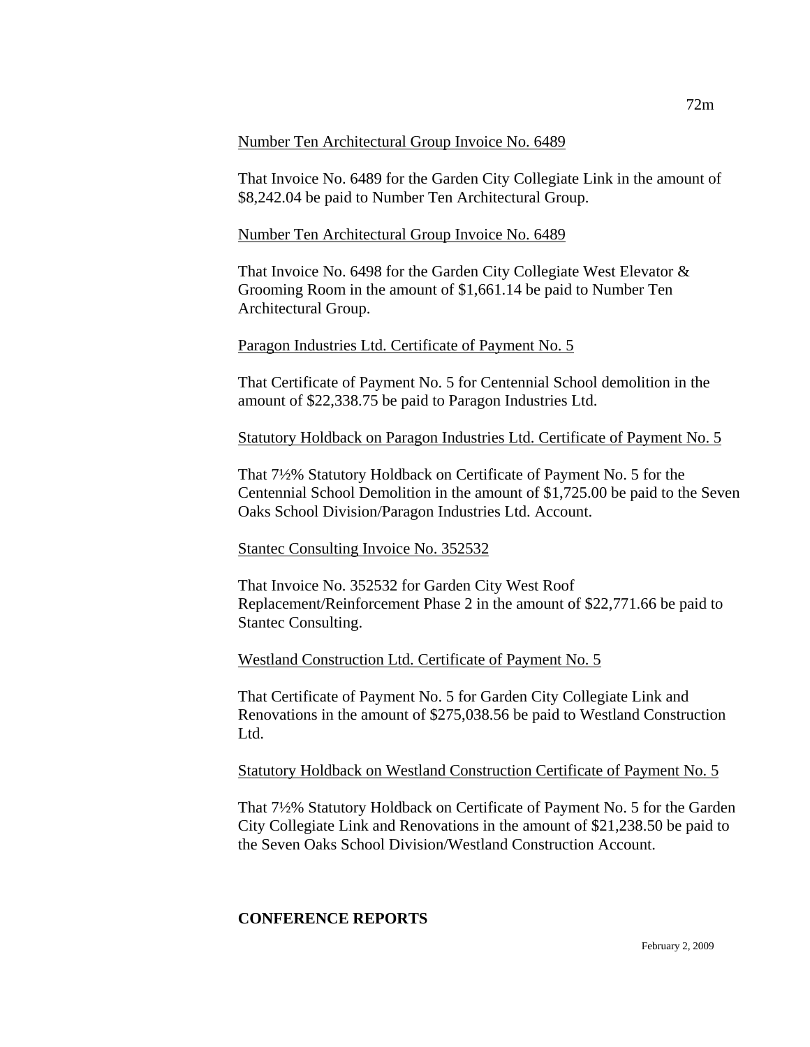Number Ten Architectural Group Invoice No. 6489

That Invoice No. 6489 for the Garden City Collegiate Link in the amount of $8,242.04 be paid to Number Ten Architectural Group.

Number Ten Architectural Group Invoice No. 6489

That Invoice No. 6498 for the Garden City Collegiate West Elevator & Grooming Room in the amount of $1,661.14 be paid to Number Ten Architectural Group.

Paragon Industries Ltd. Certificate of Payment No. 5

That Certificate of Payment No. 5 for Centennial School demolition in the amount of $22,338.75 be paid to Paragon Industries Ltd.

Statutory Holdback on Paragon Industries Ltd. Certificate of Payment No. 5

That 7½% Statutory Holdback on Certificate of Payment No. 5 for the Centennial School Demolition in the amount of $1,725.00 be paid to the Seven Oaks School Division/Paragon Industries Ltd. Account.

Stantec Consulting Invoice No. 352532

That Invoice No. 352532 for Garden City West Roof Replacement/Reinforcement Phase 2 in the amount of $22,771.66 be paid to Stantec Consulting.

Westland Construction Ltd. Certificate of Payment No. 5

That Certificate of Payment No. 5 for Garden City Collegiate Link and Renovations in the amount of $275,038.56 be paid to Westland Construction Ltd.

Statutory Holdback on Westland Construction Certificate of Payment No. 5

That 7½% Statutory Holdback on Certificate of Payment No. 5 for the Garden City Collegiate Link and Renovations in the amount of $21,238.50 be paid to the Seven Oaks School Division/Westland Construction Account.

**CONFERENCE REPORTS**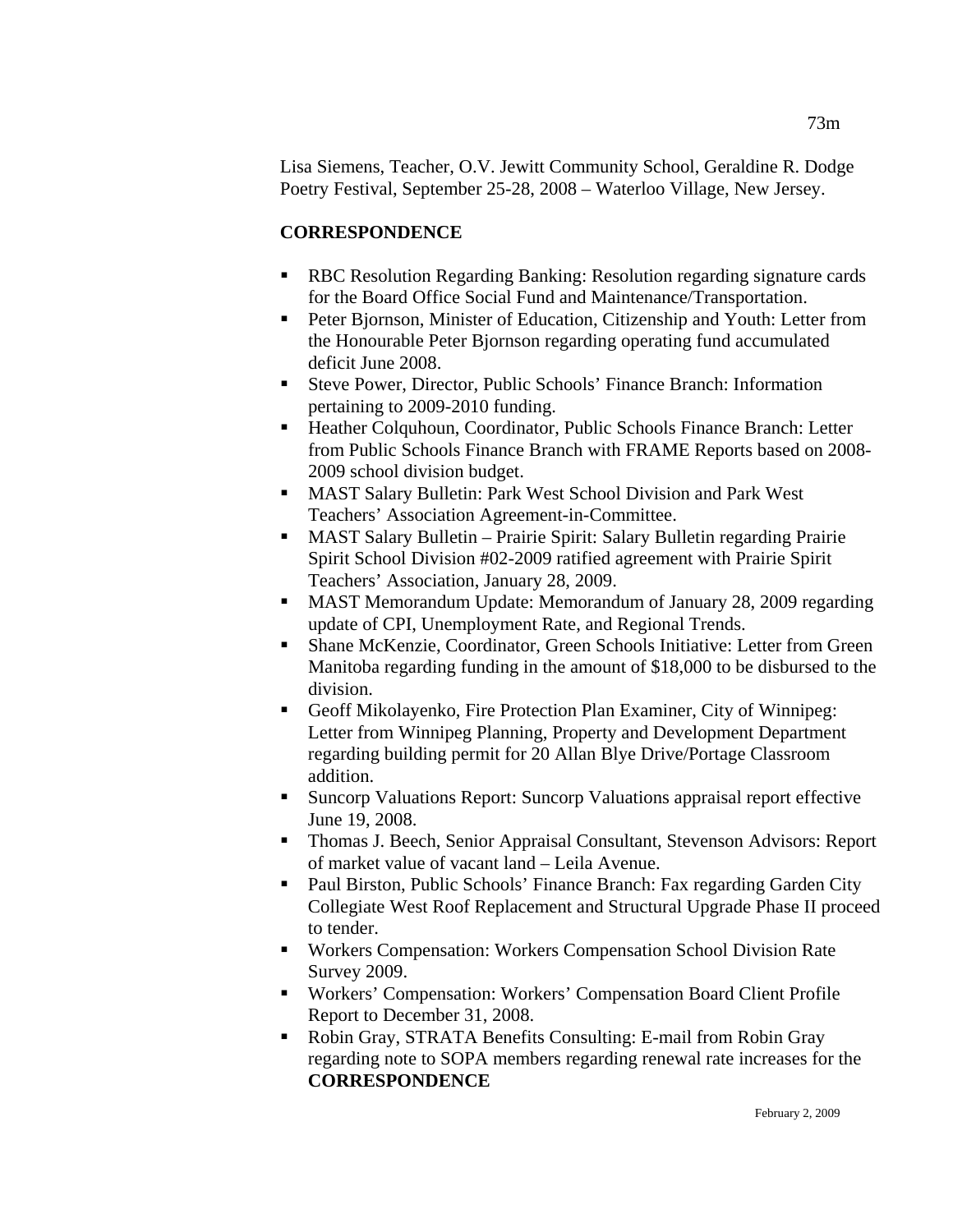Lisa Siemens, Teacher, O.V. Jewitt Community School, Geraldine R. Dodge Poetry Festival, September 25-28, 2008 – Waterloo Village, New Jersey.

**CORRESPONDENCE**

- RBC Resolution Regarding Banking: Resolution regarding signature cards for the Board Office Social Fund and Maintenance/Transportation.
- Peter Bjornson, Minister of Education, Citizenship and Youth: Letter from the Honourable Peter Bjornson regarding operating fund accumulated deficit June 2008.
- Steve Power, Director, Public Schools' Finance Branch: Information pertaining to 2009-2010 funding.
- Heather Colquhoun, Coordinator, Public Schools Finance Branch: Letter from Public Schools Finance Branch with FRAME Reports based on 2008-2009 school division budget.
- MAST Salary Bulletin: Park West School Division and Park West Teachers' Association Agreement-in-Committee.
- MAST Salary Bulletin – Prairie Spirit: Salary Bulletin regarding Prairie Spirit School Division #02-2009 ratified agreement with Prairie Spirit Teachers' Association, January 28, 2009.
- MAST Memorandum Update: Memorandum of January 28, 2009 regarding update of CPI, Unemployment Rate, and Regional Trends.
- Shane McKenzie, Coordinator, Green Schools Initiative: Letter from Green Manitoba regarding funding in the amount of $18,000 to be disbursed to the division.
- Geoff Mikolayenko, Fire Protection Plan Examiner, City of Winnipeg: Letter from Winnipeg Planning, Property and Development Department regarding building permit for 20 Allan Blye Drive/Portage Classroom addition.
- Suncorp Valuations Report: Suncorp Valuations appraisal report effective June 19, 2008.
- Thomas J. Beech, Senior Appraisal Consultant, Stevenson Advisors: Report of market value of vacant land – Leila Avenue.
- Paul Birston, Public Schools' Finance Branch: Fax regarding Garden City Collegiate West Roof Replacement and Structural Upgrade Phase II proceed to tender.
- Workers Compensation: Workers Compensation School Division Rate Survey 2009.
- Workers' Compensation: Workers' Compensation Board Client Profile Report to December 31, 2008.
- Robin Gray, STRATA Benefits Consulting: E-mail from Robin Gray regarding note to SOPA members regarding renewal rate increases for the **CORRESPONDENCE**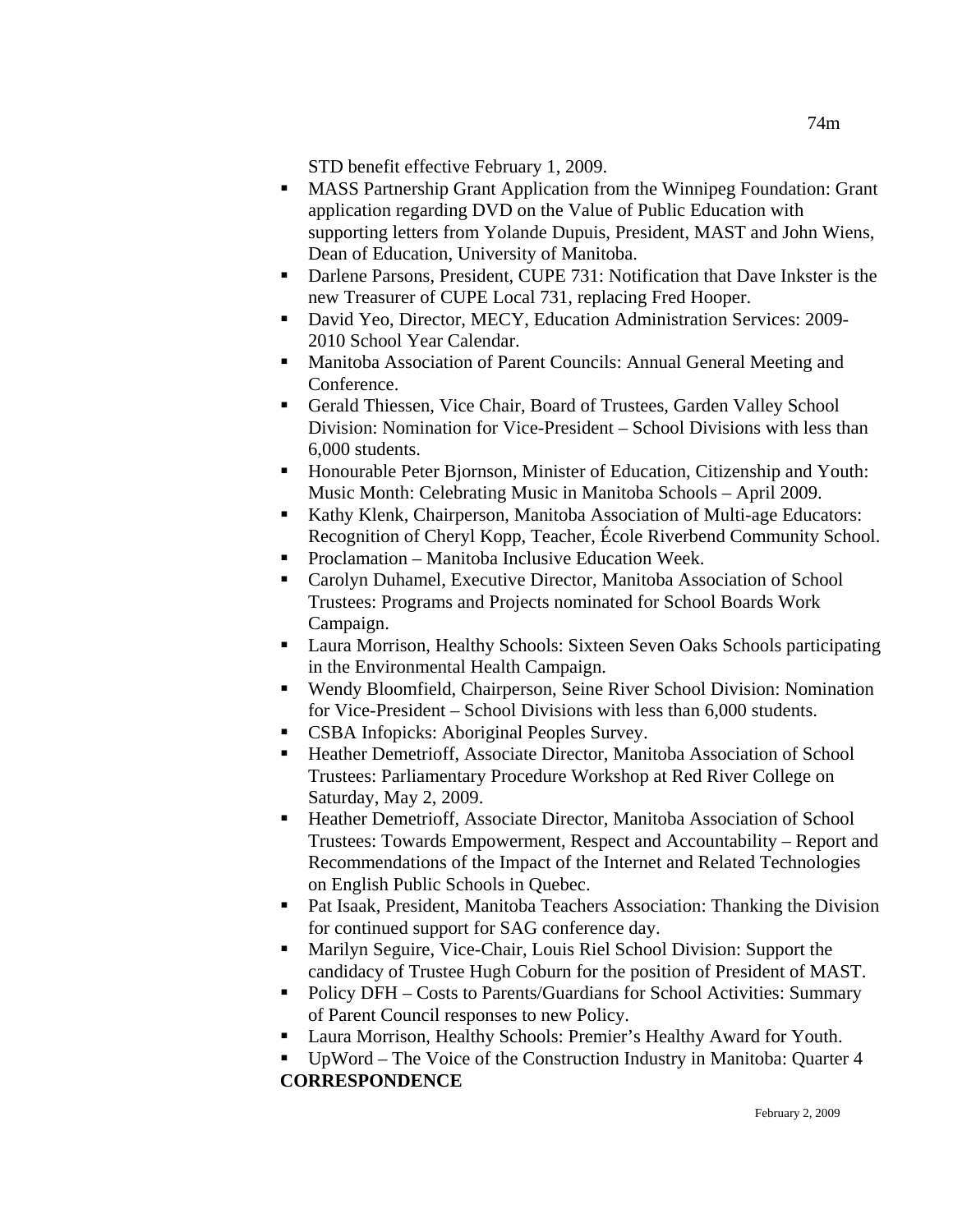STD benefit effective February 1, 2009.

- MASS Partnership Grant Application from the Winnipeg Foundation: Grant application regarding DVD on the Value of Public Education with supporting letters from Yolande Dupuis, President, MAST and John Wiens, Dean of Education, University of Manitoba.
- Darlene Parsons, President, CUPE 731: Notification that Dave Inkster is the new Treasurer of CUPE Local 731, replacing Fred Hooper.
- David Yeo, Director, MECY, Education Administration Services: 2009-2010 School Year Calendar.
- Manitoba Association of Parent Councils: Annual General Meeting and Conference.
- Gerald Thiessen, Vice Chair, Board of Trustees, Garden Valley School Division: Nomination for Vice-President – School Divisions with less than 6,000 students.
- Honourable Peter Bjornson, Minister of Education, Citizenship and Youth: Music Month: Celebrating Music in Manitoba Schools – April 2009.
- Kathy Klenk, Chairperson, Manitoba Association of Multi-age Educators: Recognition of Cheryl Kopp, Teacher, École Riverbend Community School.
- Proclamation – Manitoba Inclusive Education Week.
- Carolyn Duhamel, Executive Director, Manitoba Association of School Trustees: Programs and Projects nominated for School Boards Work Campaign.
- Laura Morrison, Healthy Schools: Sixteen Seven Oaks Schools participating in the Environmental Health Campaign.
- Wendy Bloomfield, Chairperson, Seine River School Division: Nomination for Vice-President – School Divisions with less than 6,000 students.
- CSBA Infopicks: Aboriginal Peoples Survey.
- Heather Demetrioff, Associate Director, Manitoba Association of School Trustees: Parliamentary Procedure Workshop at Red River College on Saturday, May 2, 2009.
- Heather Demetrioff, Associate Director, Manitoba Association of School Trustees: Towards Empowerment, Respect and Accountability – Report and Recommendations of the Impact of the Internet and Related Technologies on English Public Schools in Quebec.
- Pat Isaak, President, Manitoba Teachers Association: Thanking the Division for continued support for SAG conference day.
- Marilyn Seguire, Vice-Chair, Louis Riel School Division: Support the candidacy of Trustee Hugh Coburn for the position of President of MAST.
- Policy DFH – Costs to Parents/Guardians for School Activities: Summary of Parent Council responses to new Policy.
- Laura Morrison, Healthy Schools: Premier's Healthy Award for Youth.
- UpWord – The Voice of the Construction Industry in Manitoba: Quarter 4

**CORRESPONDENCE**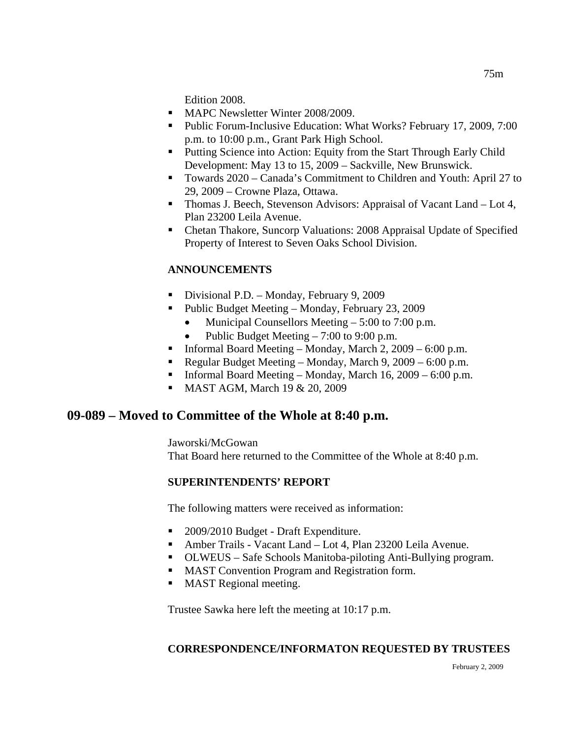Edition 2008.

- MAPC Newsletter Winter 2008/2009.
- Public Forum-Inclusive Education: What Works? February 17, 2009, 7:00 p.m. to 10:00 p.m., Grant Park High School.
- Putting Science into Action: Equity from the Start Through Early Child Development: May 13 to 15, 2009 – Sackville, New Brunswick.
- Towards 2020 – Canada's Commitment to Children and Youth: April 27 to 29, 2009 – Crowne Plaza, Ottawa.
- Thomas J. Beech, Stevenson Advisors: Appraisal of Vacant Land – Lot 4, Plan 23200 Leila Avenue.
- Chetan Thakore, Suncorp Valuations: 2008 Appraisal Update of Specified Property of Interest to Seven Oaks School Division.

**ANNOUNCEMENTS**

- Divisional P.D. – Monday, February 9, 2009
- Public Budget Meeting – Monday, February 23, 2009
  - Municipal Counsellors Meeting – 5:00 to 7:00 p.m.
  - Public Budget Meeting – 7:00 to 9:00 p.m.
- Informal Board Meeting – Monday, March 2, 2009 – 6:00 p.m.
- Regular Budget Meeting – Monday, March 9, 2009 – 6:00 p.m.
- Informal Board Meeting – Monday, March 16, 2009 – 6:00 p.m.
- MAST AGM, March 19 & 20, 2009

## 09-089 – Moved to Committee of the Whole at 8:40 p.m.

Jaworski/McGowan
That Board here returned to the Committee of the Whole at 8:40 p.m.

**SUPERINTENDENTS' REPORT**

The following matters were received as information:

- 2009/2010 Budget - Draft Expenditure.
- Amber Trails - Vacant Land – Lot 4, Plan 23200 Leila Avenue.
- OLWEUS – Safe Schools Manitoba-piloting Anti-Bullying program.
- MAST Convention Program and Registration form.
- MAST Regional meeting.

Trustee Sawka here left the meeting at 10:17 p.m.

**CORRESPONDENCE/INFORMATON REQUESTED BY TRUSTEES**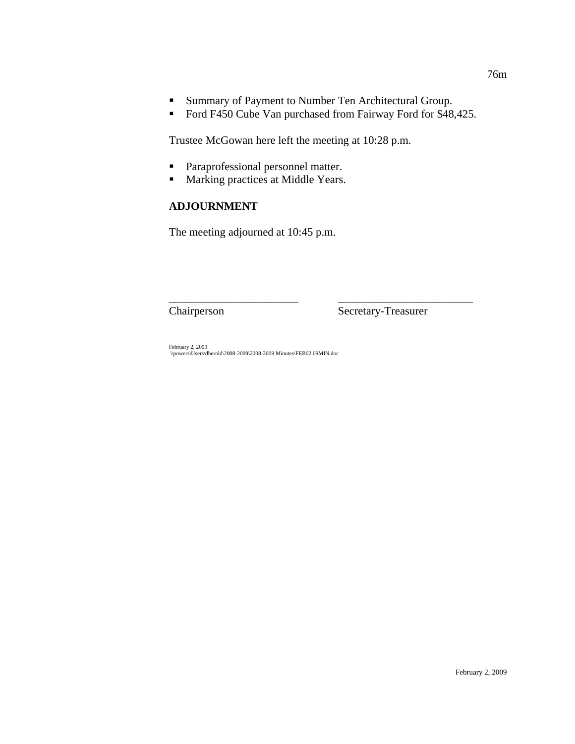- Summary of Payment to Number Ten Architectural Group.
- Ford F450 Cube Van purchased from Fairway Ford for $48,425.

Trustee McGowan here left the meeting at 10:28 p.m.

- Paraprofessional personnel matter.
- Marking practices at Middle Years.

**ADJOURNMENT**

The meeting adjourned at 10:45 p.m.

\_\_\_\_\_\_\_\_\_\_\_\_\_\_\_\_\_\_\_\_\_\_\_\_ \_\_\_\_\_\_\_\_\_\_\_\_\_\_\_\_\_\_\_\_\_\_\_\_\_

Chairperson Secretary-Treasurer

February 2, 2009
\\powers\Users\dherold\2008-2009\2008-2009 Minutes\FEB02.09MIN.doc